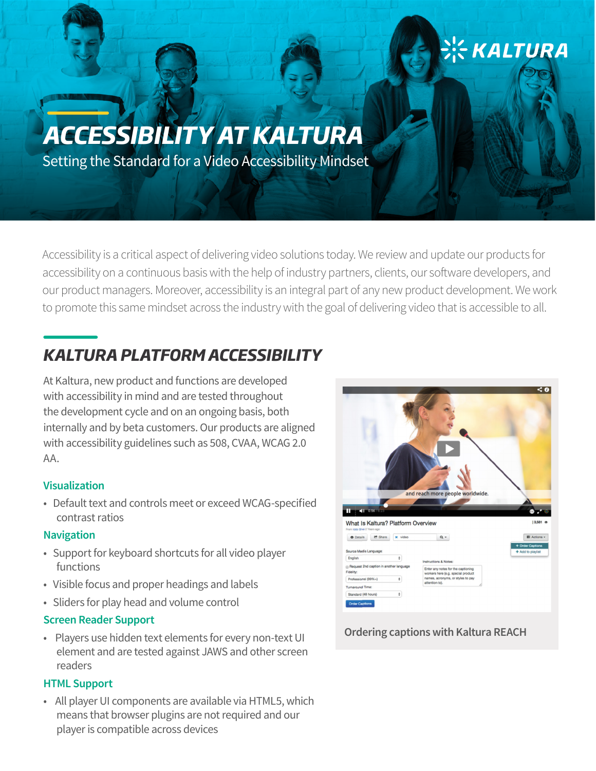# ACCESSIBILITY AT KALTURA

Setting the Standard for a Video Accessibility Mindset

Accessibility is a critical aspect of delivering video solutions today. We review and update our products for accessibility on a continuous basis with the help of industry partners, clients, our software developers, and our product managers. Moreover, accessibility is an integral part of any new product development. We work to promote this same mindset across the industry with the goal of delivering video that is accessible to all.

## KALTURA PLATFORM ACCESSIBILITY

At Kaltura, new product and functions are developed with accessibility in mind and are tested throughout the development cycle and on an ongoing basis, both internally and by beta customers. Our products are aligned with accessibility guidelines such as 508, CVAA, WCAG 2.0 AA.

### Visualization

- Default text and controls meet or exceed WCAG-specified contrast ratios

### Navigation

- Support for keyboard shortcuts for all video player functions
- Visible focus and proper headings and labels
- Sliders for play head and volume control

### Screen Reader Support

- Players use hidden text elements for every non-text UI element and are tested against JAWS and other screen readers

### HTML Support

- All player UI components are available via HTML5, which means that browser plugins are not required and our player is compatible across devices

Ordering captions with Kaltura REACH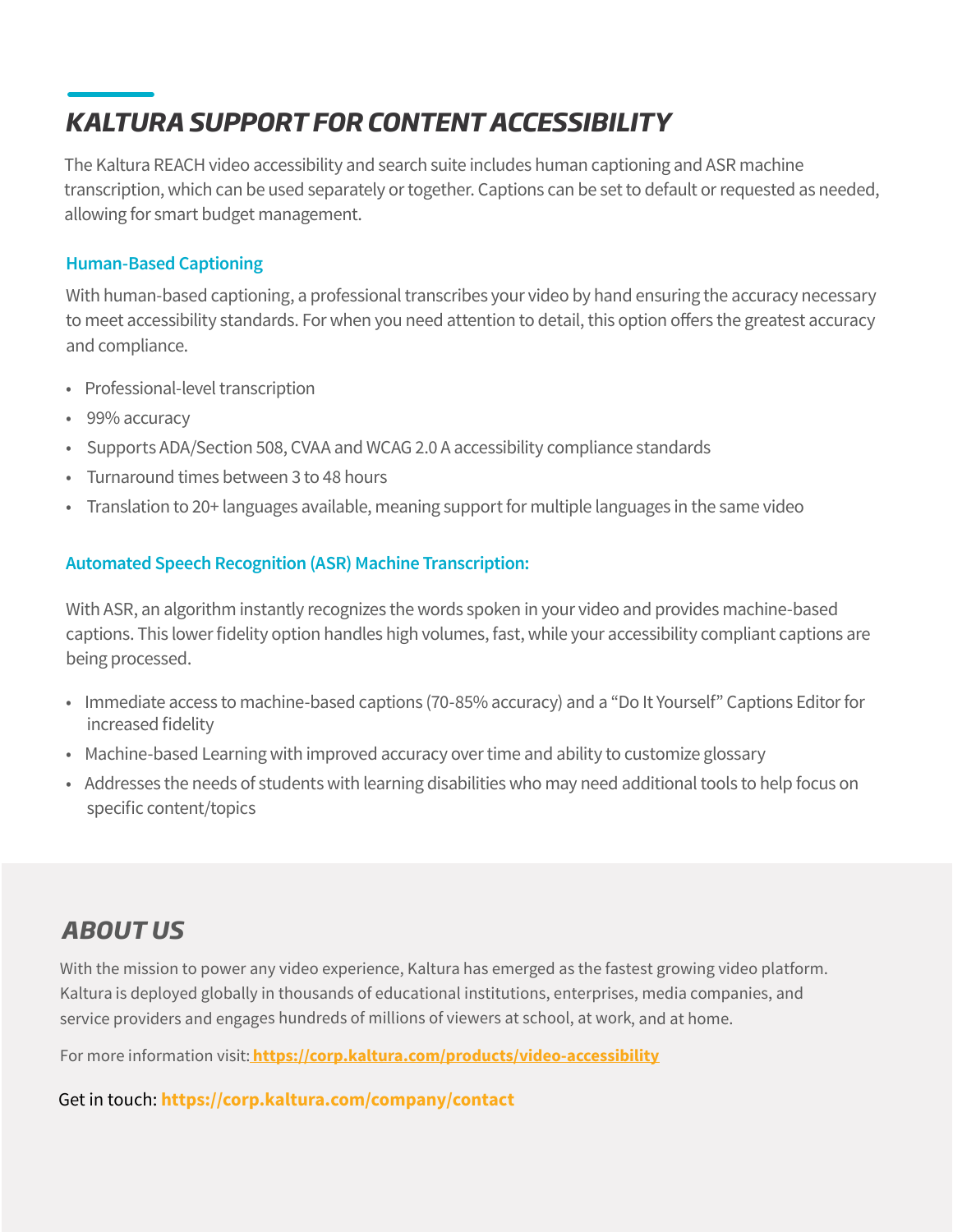## *KALTURA SUPPORT FOR CONTENT ACCESSIBILITY*

The Kaltura REACH video accessibility and search suite includes human captioning and ASR machine transcription, which can be used separately or together. Captions can be set to default or requested as needed, allowing for smart budget management.

### Human-Based Captioning

With human-based captioning, a professional transcribes your video by hand ensuring the accuracy necessary to meet accessibility standards. For when you need attention to detail, this option offers the greatest accuracy and compliance.

- Professional-level transcription
- 99% accuracy
- Supports ADA/Section 508, CVAA and WCAG 2.0 A accessibility compliance standards
- Turnaround times between 3 to 48 hours
- Translation to 20+ languages available, meaning support for multiple languages in the same video

### Automated Speech Recognition (ASR) Machine Transcription:

With ASR, an algorithm instantly recognizes the words spoken in your video and provides machine-based captions. This lower fidelity option handles high volumes, fast, while your accessibility compliant captions are being processed.

- Immediate access to machine-based captions (70-85% accuracy) and a "Do It Yourself" Captions Editor for increased fidelity
- Machine-based Learning with improved accuracy over time and ability to customize glossary
- Addresses the needs of students with learning disabilities who may need additional tools to help focus on specific content/topics

## *ABOUT US*

With the mission to power any video experience, Kaltura has emerged as the fastest growing video platform. Kaltura is deployed globally in thousands of educational institutions, enterprises, media companies, and service providers and engages hundreds of millions of viewers at school, at work, and at home.

For more information visit: **https://corp.kaltura.com/products/video-accessibility**

Get in touch: **https://corp.kaltura.com/company/contact**